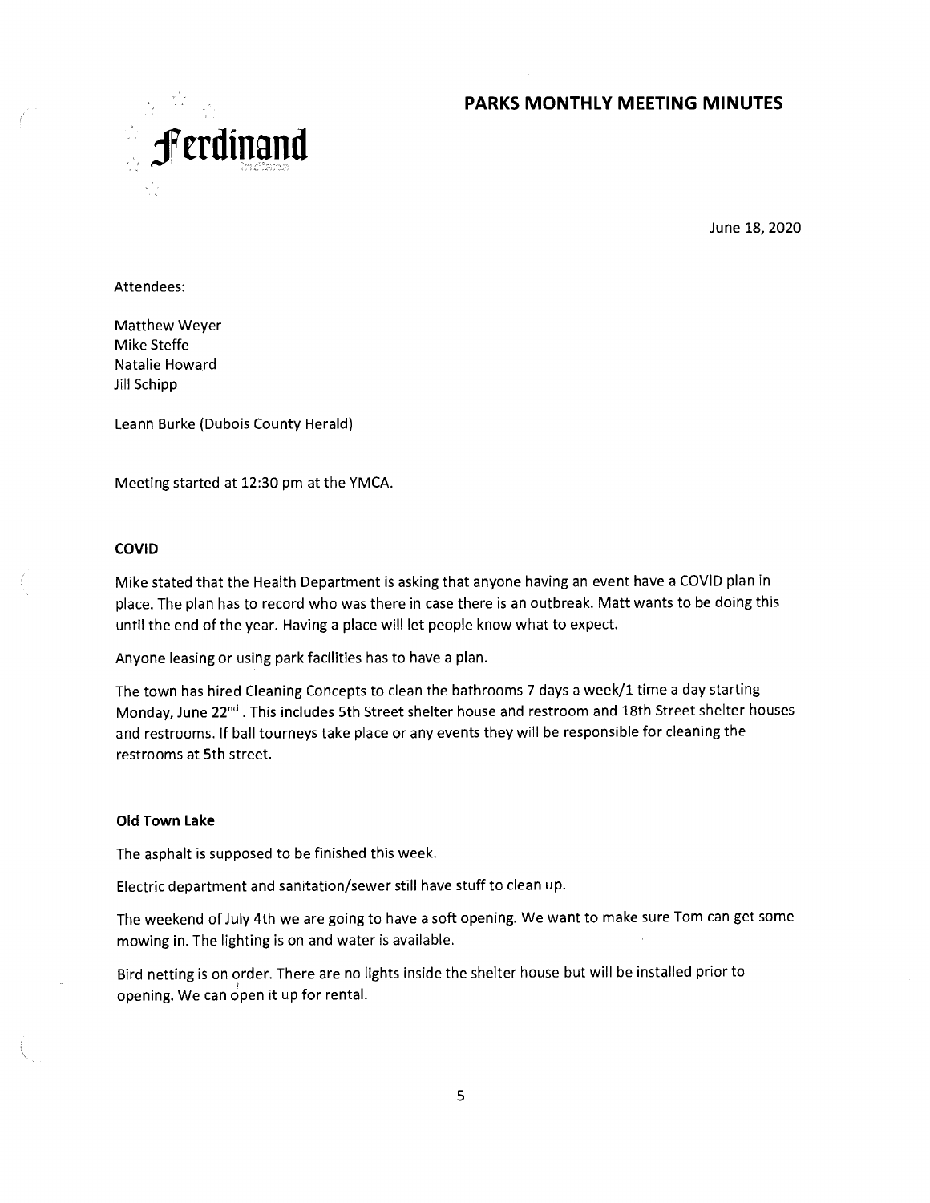# PARKS MONTHLY MEETING MINUTES

Ferdinand
Indiana

June 18, 2020

Attendees:

Matthew Weyer
Mike Steffe
Natalie Howard
Jill Schipp

Leann Burke (Dubois County Herald)

Meeting started at 12:30 pm at the YMCA.

### COVID

Mike stated that the Health Department is asking that anyone having an event have a COVID plan in place. The plan has to record who was there in case there is an outbreak. Matt wants to be doing this until the end of the year. Having a place will let people know what to expect.

Anyone leasing or using park facilities has to have a plan.

The town has hired Cleaning Concepts to clean the bathrooms 7 days a week/1 time a day starting Monday, June 22nd. This includes 5th Street shelter house and restroom and 18th Street shelter houses and restrooms. If ball tourneys take place or any events they will be responsible for cleaning the restrooms at 5th street.

### Old Town Lake

The asphalt is supposed to be finished this week.

Electric department and sanitation/sewer still have stuff to clean up.

The weekend of July 4th we are going to have a soft opening. We want to make sure Tom can get some mowing in. The lighting is on and water is available.

Bird netting is on order. There are no lights inside the shelter house but will be installed prior to opening. We can open it up for rental.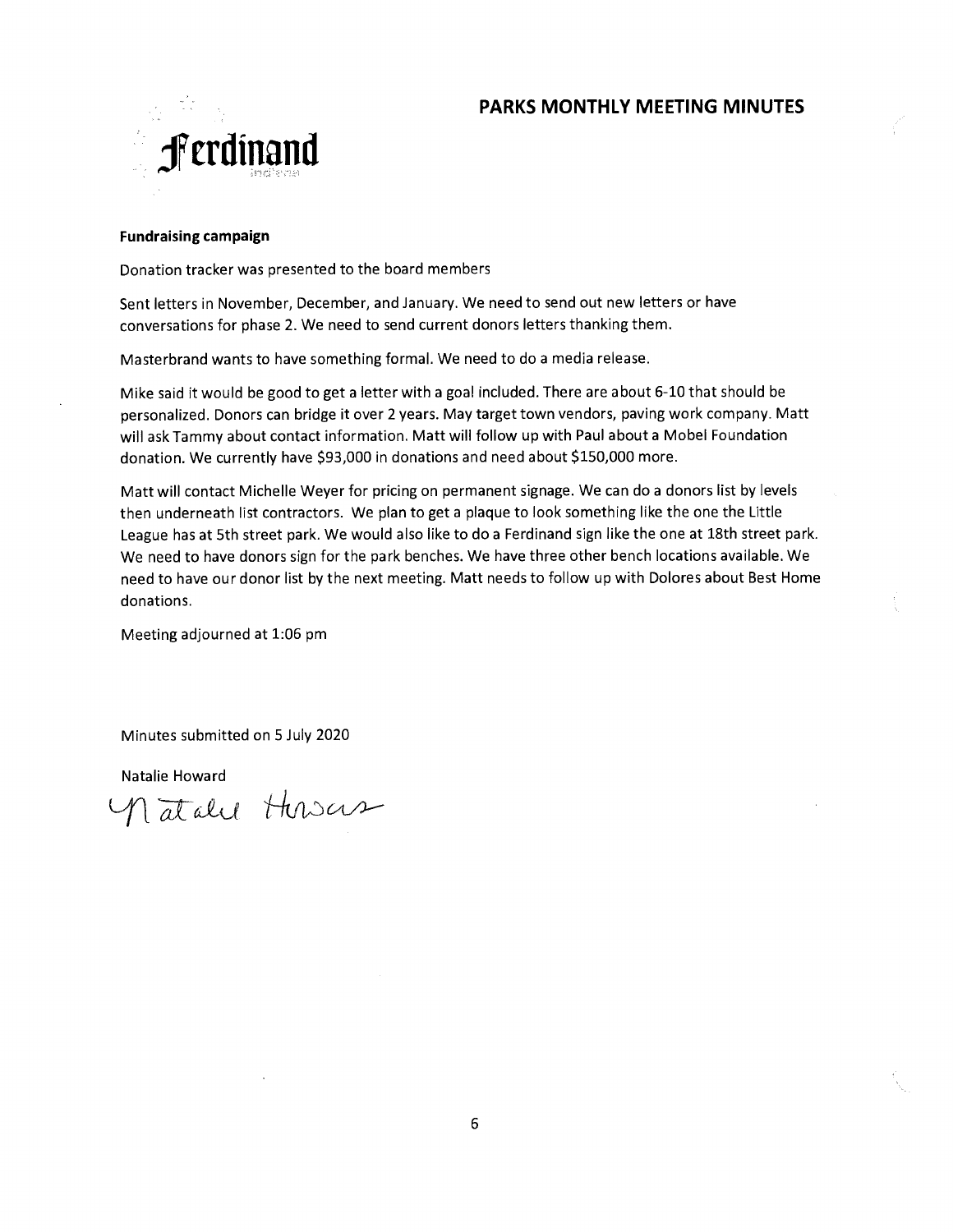**Fundraising campaign**

Donation tracker was presented to the board members

Sent letters in November, December, and January. We need to send out new letters or have conversations for phase 2. We need to send current donors letters thanking them.

Masterbrand wants to have something formal. We need to do a media release.

Mike said it would be good to get a letter with a goal included. There are about 6-10 that should be personalized. Donors can bridge it over 2 years. May target town vendors, paving work company. Matt will ask Tammy about contact information. Matt will follow up with Paul about a Mobel Foundation donation. We currently have $93,000 in donations and need about $150,000 more.

Matt will contact Michelle Weyer for pricing on permanent signage. We can do a donors list by levels then underneath list contractors. We plan to get a plaque to look something like the one the Little League has at 5th street park. We would also like to do a Ferdinand sign like the one at 18th street park. We need to have donors sign for the park benches. We have three other bench locations available. We need to have our donor list by the next meeting. Matt needs to follow up with Dolores about Best Home donations.

Meeting adjourned at 1:06 pm

Minutes submitted on 5 July 2020

Natalie Howard

Natalie Howard